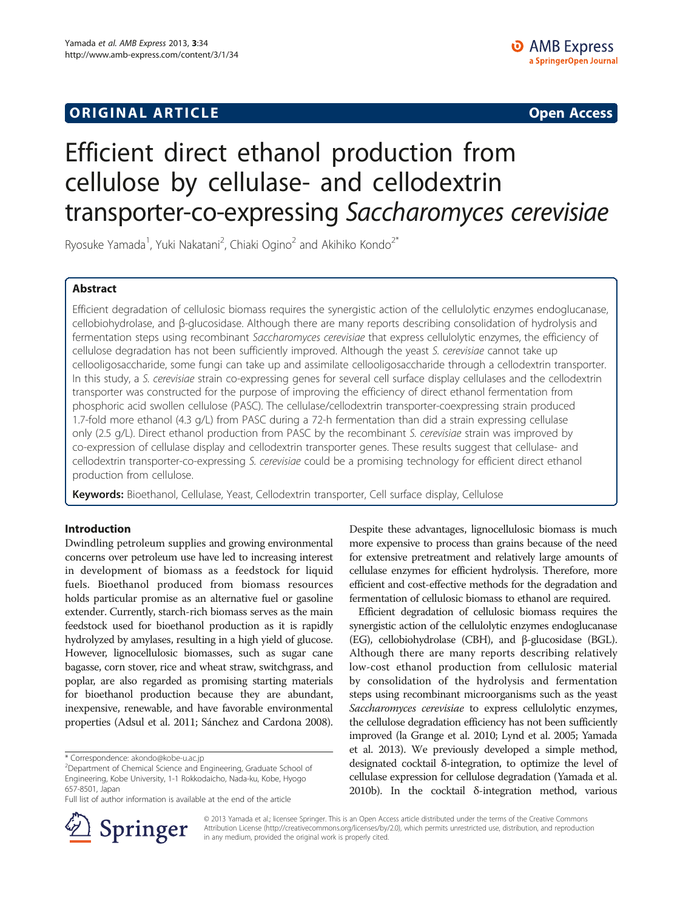ORIGINAL ARTICLE Open Access

# Efficient direct ethanol production from cellulose by cellulase- and cellodextrin transporter-co-expressing *Saccharomyces cerevisiae*

Ryosuke Yamada[1], Yuki Nakatani[2], Chiaki Ogino[2] and Akihiko Kondo[2*]

## Abstract

Efficient degradation of cellulosic biomass requires the synergistic action of the cellulolytic enzymes endoglucanase, cellobiohydrolase, and β-glucosidase. Although there are many reports describing consolidation of hydrolysis and fermentation steps using recombinant *Saccharomyces cerevisiae* that express cellulolytic enzymes, the efficiency of cellulose degradation has not been sufficiently improved. Although the yeast *S. cerevisiae* cannot take up cellooligosaccharide, some fungi can take up and assimilate cellooligosaccharide through a cellodextrin transporter. In this study, a *S. cerevisiae* strain co-expressing genes for several cell surface display cellulases and the cellodextrin transporter was constructed for the purpose of improving the efficiency of direct ethanol fermentation from phosphoric acid swollen cellulose (PASC). The cellulase/cellodextrin transporter-coexpressing strain produced 1.7-fold more ethanol (4.3 g/L) from PASC during a 72-h fermentation than did a strain expressing cellulase only (2.5 g/L). Direct ethanol production from PASC by the recombinant *S. cerevisiae* strain was improved by co-expression of cellulase display and cellodextrin transporter genes. These results suggest that cellulase- and cellodextrin transporter-co-expressing *S. cerevisiae* could be a promising technology for efficient direct ethanol production from cellulose.

**Keywords:** Bioethanol, Cellulase, Yeast, Cellodextrin transporter, Cell surface display, Cellulose

## Introduction

Dwindling petroleum supplies and growing environmental concerns over petroleum use have led to increasing interest in development of biomass as a feedstock for liquid fuels. Bioethanol produced from biomass resources holds particular promise as an alternative fuel or gasoline extender. Currently, starch-rich biomass serves as the main feedstock used for bioethanol production as it is rapidly hydrolyzed by amylases, resulting in a high yield of glucose. However, lignocellulosic biomasses, such as sugar cane bagasse, corn stover, rice and wheat straw, switchgrass, and poplar, are also regarded as promising starting materials for bioethanol production because they are abundant, inexpensive, renewable, and have favorable environmental properties (Adsul et al. 2011; Sánchez and Cardona 2008). Despite these advantages, lignocellulosic biomass is much more expensive to process than grains because of the need for extensive pretreatment and relatively large amounts of cellulase enzymes for efficient hydrolysis. Therefore, more efficient and cost-effective methods for the degradation and fermentation of cellulosic biomass to ethanol are required.

Efficient degradation of cellulosic biomass requires the synergistic action of the cellulolytic enzymes endoglucanase (EG), cellobiohydrolase (CBH), and β-glucosidase (BGL). Although there are many reports describing relatively low-cost ethanol production from cellulosic material by consolidation of the hydrolysis and fermentation steps using recombinant microorganisms such as the yeast *Saccharomyces cerevisiae* to express cellulolytic enzymes, the cellulose degradation efficiency has not been sufficiently improved (la Grange et al. 2010; Lynd et al. 2005; Yamada et al. 2013). We previously developed a simple method, designated cocktail δ-integration, to optimize the level of cellulase expression for cellulose degradation (Yamada et al. 2010b). In the cocktail δ-integration method, various

* Correspondence: akondo@kobe-u.ac.jp
[2]Department of Chemical Science and Engineering, Graduate School of Engineering, Kobe University, 1-1 Rokkodaicho, Nada-ku, Kobe, Hyogo 657-8501, Japan
Full list of author information is available at the end of the article

© 2013 Yamada et al.; licensee Springer. This is an Open Access article distributed under the terms of the Creative Commons Attribution License (http://creativecommons.org/licenses/by/2.0), which permits unrestricted use, distribution, and reproduction in any medium, provided the original work is properly cited.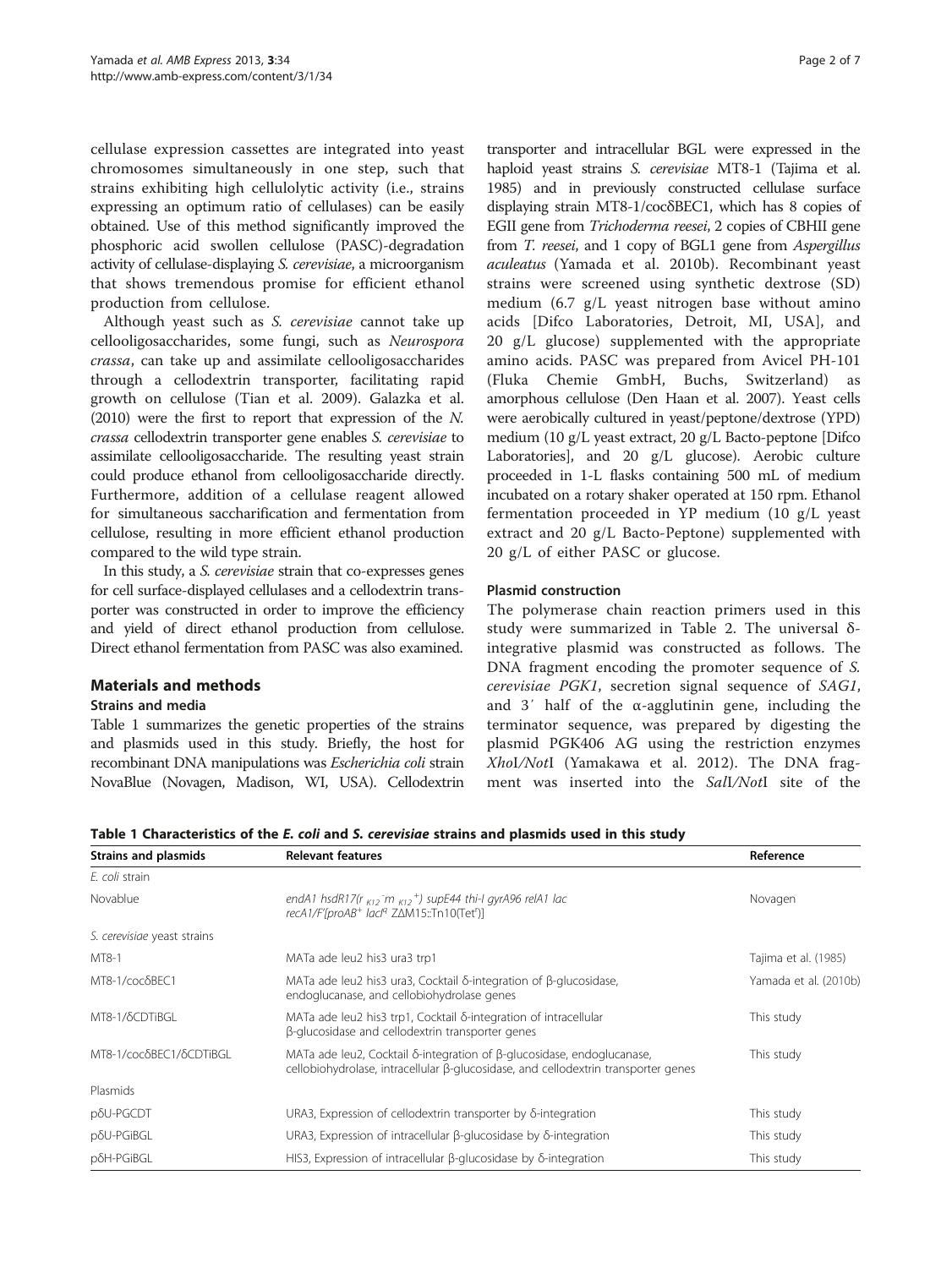cellulase expression cassettes are integrated into yeast chromosomes simultaneously in one step, such that strains exhibiting high cellulolytic activity (i.e., strains expressing an optimum ratio of cellulases) can be easily obtained. Use of this method significantly improved the phosphoric acid swollen cellulose (PASC)-degradation activity of cellulase-displaying *S. cerevisiae*, a microorganism that shows tremendous promise for efficient ethanol production from cellulose.

Although yeast such as *S. cerevisiae* cannot take up cellooligosaccharides, some fungi, such as *Neurospora crassa*, can take up and assimilate cellooligosaccharides through a cellodextrin transporter, facilitating rapid growth on cellulose (Tian et al. 2009). Galazka et al. (2010) were the first to report that expression of the *N. crassa* cellodextrin transporter gene enables *S. cerevisiae* to assimilate cellooligosaccharide. The resulting yeast strain could produce ethanol from cellooligosaccharide directly. Furthermore, addition of a cellulase reagent allowed for simultaneous saccharification and fermentation from cellulose, resulting in more efficient ethanol production compared to the wild type strain.

In this study, a *S. cerevisiae* strain that co-expresses genes for cell surface-displayed cellulases and a cellodextrin transporter was constructed in order to improve the efficiency and yield of direct ethanol production from cellulose. Direct ethanol fermentation from PASC was also examined.

## Materials and methods

### Strains and media

Table 1 summarizes the genetic properties of the strains and plasmids used in this study. Briefly, the host for recombinant DNA manipulations was *Escherichia coli* strain NovaBlue (Novagen, Madison, WI, USA). Cellodextrin transporter and intracellular BGL were expressed in the haploid yeast strains *S. cerevisiae* MT8-1 (Tajima et al. 1985) and in previously constructed cellulase surface displaying strain MT8-1/cocδBEC1, which has 8 copies of EGII gene from *Trichoderma reesei*, 2 copies of CBHII gene from *T. reesei*, and 1 copy of BGL1 gene from *Aspergillus aculeatus* (Yamada et al. 2010b). Recombinant yeast strains were screened using synthetic dextrose (SD) medium (6.7 g/L yeast nitrogen base without amino acids [Difco Laboratories, Detroit, MI, USA], and 20 g/L glucose) supplemented with the appropriate amino acids. PASC was prepared from Avicel PH-101 (Fluka Chemie GmbH, Buchs, Switzerland) as amorphous cellulose (Den Haan et al. 2007). Yeast cells were aerobically cultured in yeast/peptone/dextrose (YPD) medium (10 g/L yeast extract, 20 g/L Bacto-peptone [Difco Laboratories], and 20 g/L glucose). Aerobic culture proceeded in 1-L flasks containing 500 mL of medium incubated on a rotary shaker operated at 150 rpm. Ethanol fermentation proceeded in YP medium (10 g/L yeast extract and 20 g/L Bacto-Peptone) supplemented with 20 g/L of either PASC or glucose.

### Plasmid construction

The polymerase chain reaction primers used in this study were summarized in Table 2. The universal δ-integrative plasmid was constructed as follows. The DNA fragment encoding the promoter sequence of *S. cerevisiae PGK1*, secretion signal sequence of *SAG1*, and 3′ half of the α-agglutinin gene, including the terminator sequence, was prepared by digesting the plasmid PGK406 AG using the restriction enzymes *Xho*I/*Not*I (Yamakawa et al. 2012). The DNA fragment was inserted into the *Sal*I/*Not*I site of the

**Table 1 Characteristics of the *E. coli* and *S. cerevisiae* strains and plasmids used in this study**

| Strains and plasmids | Relevant features | Reference |
|---|---|---|
| *E. coli* strain | | |
| Novablue | *endA1 hsdR17(r$_{K12}^{-}$m$_{K12}^{+}$) supE44 thi-I gyrA96 relA1 lac recA1/F′[proAB$^{+}$ lacI$^{q}$ Z∆M15::Tn10(Tet$^{r}$)]* | Novagen |
| *S. cerevisiae* yeast strains | | |
| MT8-1 | MATa ade leu2 his3 ura3 trp1 | Tajima et al. (1985) |
| MT8-1/cocδBEC1 | MATa ade leu2 his3 ura3, Cocktail δ-integration of β-glucosidase, endoglucanase, and cellobiohydrolase genes | Yamada et al. (2010b) |
| MT8-1/δCDTiBGL | MATa ade leu2 his3 trp1, Cocktail δ-integration of intracellular β-glucosidase and cellodextrin transporter genes | This study |
| MT8-1/cocδBEC1/δCDTiBGL | MATa ade leu2, Cocktail δ-integration of β-glucosidase, endoglucanase, cellobiohydrolase, intracellular β-glucosidase, and cellodextrin transporter genes | This study |
| Plasmids | | |
| pδU-PGCDT | URA3, Expression of cellodextrin transporter by δ-integration | This study |
| pδU-PGiBGL | URA3, Expression of intracellular β-glucosidase by δ-integration | This study |
| pδH-PGiBGL | HIS3, Expression of intracellular β-glucosidase by δ-integration | This study |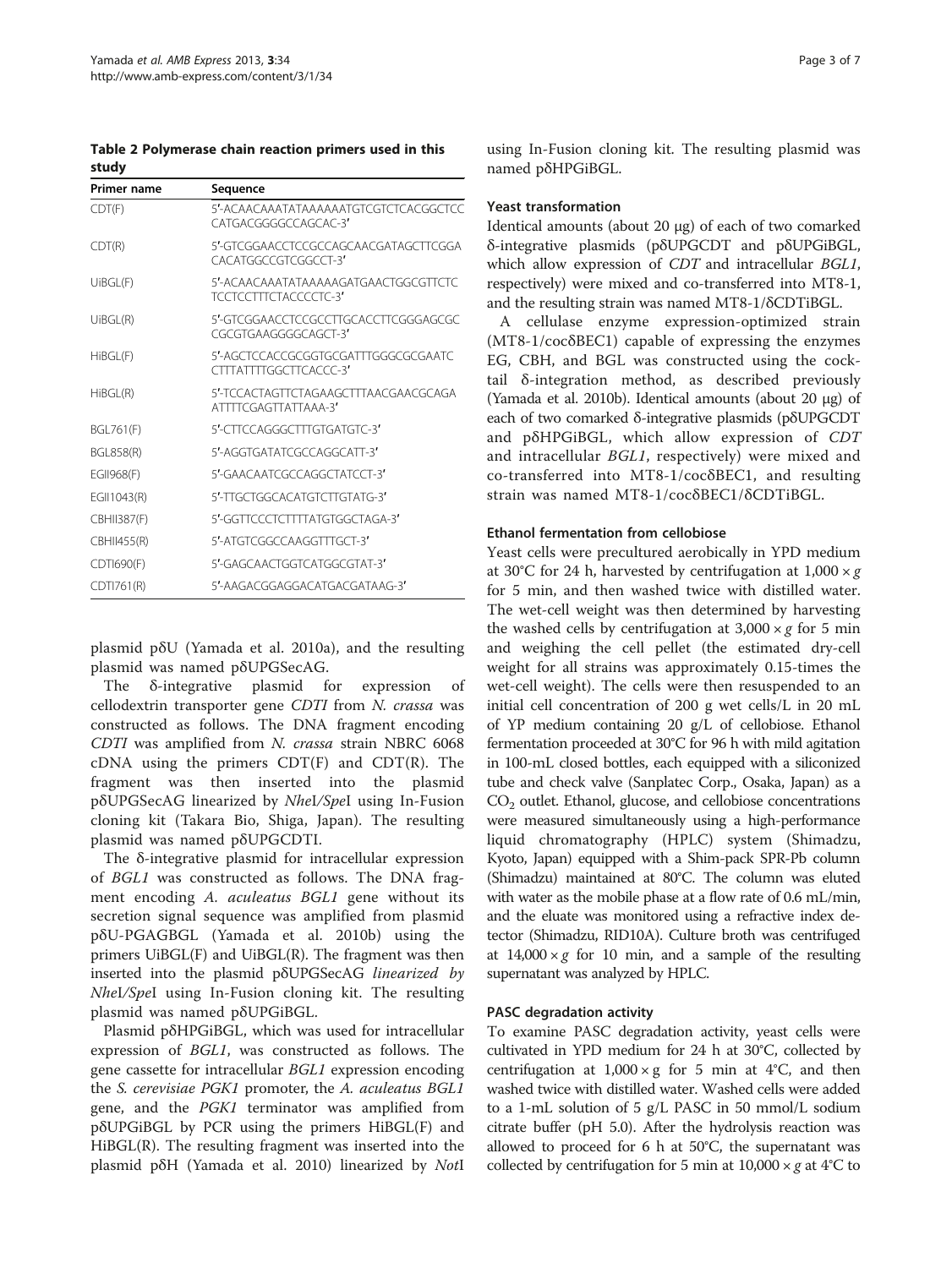**Table 2 Polymerase chain reaction primers used in this study**

| Primer name | Sequence |
| --- | --- |
| CDT(F) | 5′-ACAACAAATATAAAAAATGTCGTCTCACGGCTCCCATGACGGGGCCAGCAC-3′ |
| CDT(R) | 5′-GTCGGAACCTCCGCCAGCAACGATAGCTTCGGACACATGGCCGTCGGCCT-3′ |
| UiBGL(F) | 5′-ACAACAAATATAAAAAGATGAACTGGCGTTCTCTCCTCCTTTCTACCCCTC-3′ |
| UiBGL(R) | 5′-GTCGGAACCTCCGCCTTGCACCTTCGGGAGCGCCGCGTGAAGGGGCAGCT-3′ |
| HiBGL(F) | 5′-AGCTCCACCGCGGTGCGATTTGGGCGCGAATCCTTTATTTTGGCTTCACCC-3′ |
| HiBGL(R) | 5′-TCCACTAGTTCTAGAAGCTTTAACGAACGCAGAATTTTCGAGTTATTAAA-3′ |
| BGL761(F) | 5′-CTTCCAGGGCTTTGTGATGTC-3′ |
| BGL858(R) | 5′-AGGTGATATCGCCAGGCATT-3′ |
| EGII968(F) | 5′-GAACAATCGCCAGGCTATCCT-3′ |
| EGII1043(R) | 5′-TTGCTGGCACATGTCTTGTATG-3′ |
| CBHII387(F) | 5′-GGTTCCCTCTTTTATGTGGCTAGA-3′ |
| CBHII455(R) | 5′-ATGTCGGCCAAGGTTTGCT-3′ |
| CDTI690(F) | 5′-GAGCAACTGGTCATGGCGTAT-3′ |
| CDTI761(R) | 5′-AAGACGGAGGACATGACGATAAG-3′ |

plasmid pδU (Yamada et al. 2010a), and the resulting plasmid was named pδUPGSecAG.

The δ-integrative plasmid for expression of cellodextrin transporter gene *CDTI* from *N. crassa* was constructed as follows. The DNA fragment encoding *CDTI* was amplified from *N. crassa* strain NBRC 6068 cDNA using the primers CDT(F) and CDT(R). The fragment was then inserted into the plasmid pδUPGSecAG linearized by *Nhe*I/*Spe*I using In-Fusion cloning kit (Takara Bio, Shiga, Japan). The resulting plasmid was named pδUPGCDTI.

The δ-integrative plasmid for intracellular expression of *BGL1* was constructed as follows. The DNA fragment encoding *A. aculeatus BGL1* gene without its secretion signal sequence was amplified from plasmid pδU-PGAGBGL (Yamada et al. 2010b) using the primers UiBGL(F) and UiBGL(R). The fragment was then inserted into the plasmid pδUPGSecAG *linearized by Nhe*I/*Spe*I using In-Fusion cloning kit. The resulting plasmid was named pδUPGiBGL.

Plasmid pδHPGiBGL, which was used for intracellular expression of *BGL1*, was constructed as follows. The gene cassette for intracellular *BGL1* expression encoding the *S. cerevisiae PGK1* promoter, the *A. aculeatus BGL1* gene, and the *PGK1* terminator was amplified from pδUPGiBGL by PCR using the primers HiBGL(F) and HiBGL(R). The resulting fragment was inserted into the plasmid pδH (Yamada et al. 2010) linearized by *Not*I using In-Fusion cloning kit. The resulting plasmid was named pδHPGiBGL.

### Yeast transformation

Identical amounts (about 20 μg) of each of two comarked δ-integrative plasmids (pδUPGCDT and pδUPGiBGL, which allow expression of *CDT* and intracellular *BGL1*, respectively) were mixed and co-transferred into MT8-1, and the resulting strain was named MT8-1/δCDTiBGL.

A cellulase enzyme expression-optimized strain (MT8-1/cocδBEC1) capable of expressing the enzymes EG, CBH, and BGL was constructed using the cocktail δ-integration method, as described previously (Yamada et al. 2010b). Identical amounts (about 20 μg) of each of two comarked δ-integrative plasmids (pδUPGCDT and pδHPGiBGL, which allow expression of *CDT* and intracellular *BGL1*, respectively) were mixed and co-transferred into MT8-1/cocδBEC1, and resulting strain was named MT8-1/cocδBEC1/δCDTiBGL.

### Ethanol fermentation from cellobiose

Yeast cells were precultured aerobically in YPD medium at 30°C for 24 h, harvested by centrifugation at $1,000 \times g$ for 5 min, and then washed twice with distilled water. The wet-cell weight was then determined by harvesting the washed cells by centrifugation at $3,000 \times g$ for 5 min and weighing the cell pellet (the estimated dry-cell weight for all strains was approximately 0.15-times the wet-cell weight). The cells were then resuspended to an initial cell concentration of 200 g wet cells/L in 20 mL of YP medium containing 20 g/L of cellobiose. Ethanol fermentation proceeded at 30°C for 96 h with mild agitation in 100-mL closed bottles, each equipped with a siliconized tube and check valve (Sanplatec Corp., Osaka, Japan) as a $CO_2$ outlet. Ethanol, glucose, and cellobiose concentrations were measured simultaneously using a high-performance liquid chromatography (HPLC) system (Shimadzu, Kyoto, Japan) equipped with a Shim-pack SPR-Pb column (Shimadzu) maintained at 80°C. The column was eluted with water as the mobile phase at a flow rate of 0.6 mL/min, and the eluate was monitored using a refractive index detector (Shimadzu, RID10A). Culture broth was centrifuged at $14,000 \times g$ for 10 min, and a sample of the resulting supernatant was analyzed by HPLC.

### PASC degradation activity

To examine PASC degradation activity, yeast cells were cultivated in YPD medium for 24 h at 30°C, collected by centrifugation at $1,000 \times g$ for 5 min at 4°C, and then washed twice with distilled water. Washed cells were added to a 1-mL solution of 5 g/L PASC in 50 mmol/L sodium citrate buffer (pH 5.0). After the hydrolysis reaction was allowed to proceed for 6 h at 50°C, the supernatant was collected by centrifugation for 5 min at $10,000 \times g$ at 4°C to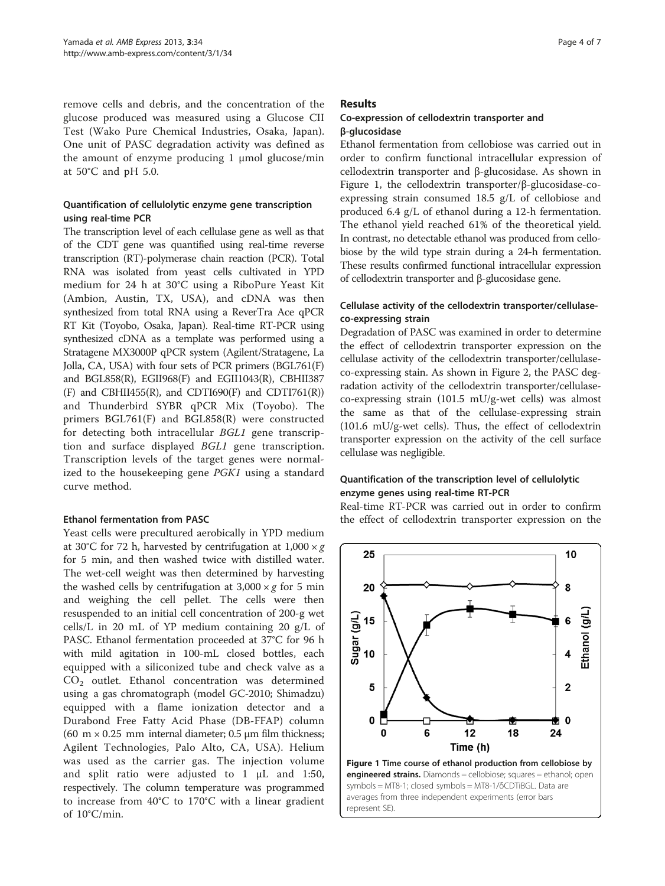remove cells and debris, and the concentration of the glucose produced was measured using a Glucose CII Test (Wako Pure Chemical Industries, Osaka, Japan). One unit of PASC degradation activity was defined as the amount of enzyme producing 1 μmol glucose/min at 50°C and pH 5.0.

### Quantification of cellulolytic enzyme gene transcription using real-time PCR

The transcription level of each cellulase gene as well as that of the CDT gene was quantified using real-time reverse transcription (RT)-polymerase chain reaction (PCR). Total RNA was isolated from yeast cells cultivated in YPD medium for 24 h at 30°C using a RiboPure Yeast Kit (Ambion, Austin, TX, USA), and cDNA was then synthesized from total RNA using a ReverTra Ace qPCR RT Kit (Toyobo, Osaka, Japan). Real-time RT-PCR using synthesized cDNA as a template was performed using a Stratagene MX3000P qPCR system (Agilent/Stratagene, La Jolla, CA, USA) with four sets of PCR primers (BGL761(F) and BGL858(R), EGII968(F) and EGII1043(R), CBHII387 (F) and CBHII455(R), and CDTI690(F) and CDTI761(R)) and Thunderbird SYBR qPCR Mix (Toyobo). The primers BGL761(F) and BGL858(R) were constructed for detecting both intracellular *BGL1* gene transcription and surface displayed *BGL1* gene transcription. Transcription levels of the target genes were normalized to the housekeeping gene *PGK1* using a standard curve method.

### Ethanol fermentation from PASC

Yeast cells were precultured aerobically in YPD medium at 30°C for 72 h, harvested by centrifugation at $1{,}000 \times g$ for 5 min, and then washed twice with distilled water. The wet-cell weight was then determined by harvesting the washed cells by centrifugation at $3{,}000 \times g$ for 5 min and weighing the cell pellet. The cells were then resuspended to an initial cell concentration of 200-g wet cells/L in 20 mL of YP medium containing 20 g/L of PASC. Ethanol fermentation proceeded at 37°C for 96 h with mild agitation in 100-mL closed bottles, each equipped with a siliconized tube and check valve as a $CO_2$ outlet. Ethanol concentration was determined using a gas chromatograph (model GC-2010; Shimadzu) equipped with a flame ionization detector and a Durabond Free Fatty Acid Phase (DB-FFAP) column (60 m × 0.25 mm internal diameter; 0.5 μm film thickness; Agilent Technologies, Palo Alto, CA, USA). Helium was used as the carrier gas. The injection volume and split ratio were adjusted to 1 μL and 1:50, respectively. The column temperature was programmed to increase from 40°C to 170°C with a linear gradient of 10°C/min.

## Results

### Co-expression of cellodextrin transporter and β-glucosidase

Ethanol fermentation from cellobiose was carried out in order to confirm functional intracellular expression of cellodextrin transporter and β-glucosidase. As shown in Figure 1, the cellodextrin transporter/β-glucosidase-co-expressing strain consumed 18.5 g/L of cellobiose and produced 6.4 g/L of ethanol during a 12-h fermentation. The ethanol yield reached 61% of the theoretical yield. In contrast, no detectable ethanol was produced from cellobiose by the wild type strain during a 24-h fermentation. These results confirmed functional intracellular expression of cellodextrin transporter and β-glucosidase gene.

### Cellulase activity of the cellodextrin transporter/cellulase-co-expressing strain

Degradation of PASC was examined in order to determine the effect of cellodextrin transporter expression on the cellulase activity of the cellodextrin transporter/cellulase-co-expressing stain. As shown in Figure 2, the PASC degradation activity of the cellodextrin transporter/cellulase-co-expressing strain (101.5 mU/g-wet cells) was almost the same as that of the cellulase-expressing strain (101.6 mU/g-wet cells). Thus, the effect of cellodextrin transporter expression on the activity of the cell surface cellulase was negligible.

### Quantification of the transcription level of cellulolytic enzyme genes using real-time RT-PCR

Real-time RT-PCR was carried out in order to confirm the effect of cellodextrin transporter expression on the

**Figure 1 Time course of ethanol production from cellobiose by engineered strains.** Diamonds = cellobiose; squares = ethanol; open symbols = MT8-1; closed symbols = MT8-1/δCDTiBGL. Data are averages from three independent experiments (error bars represent SE).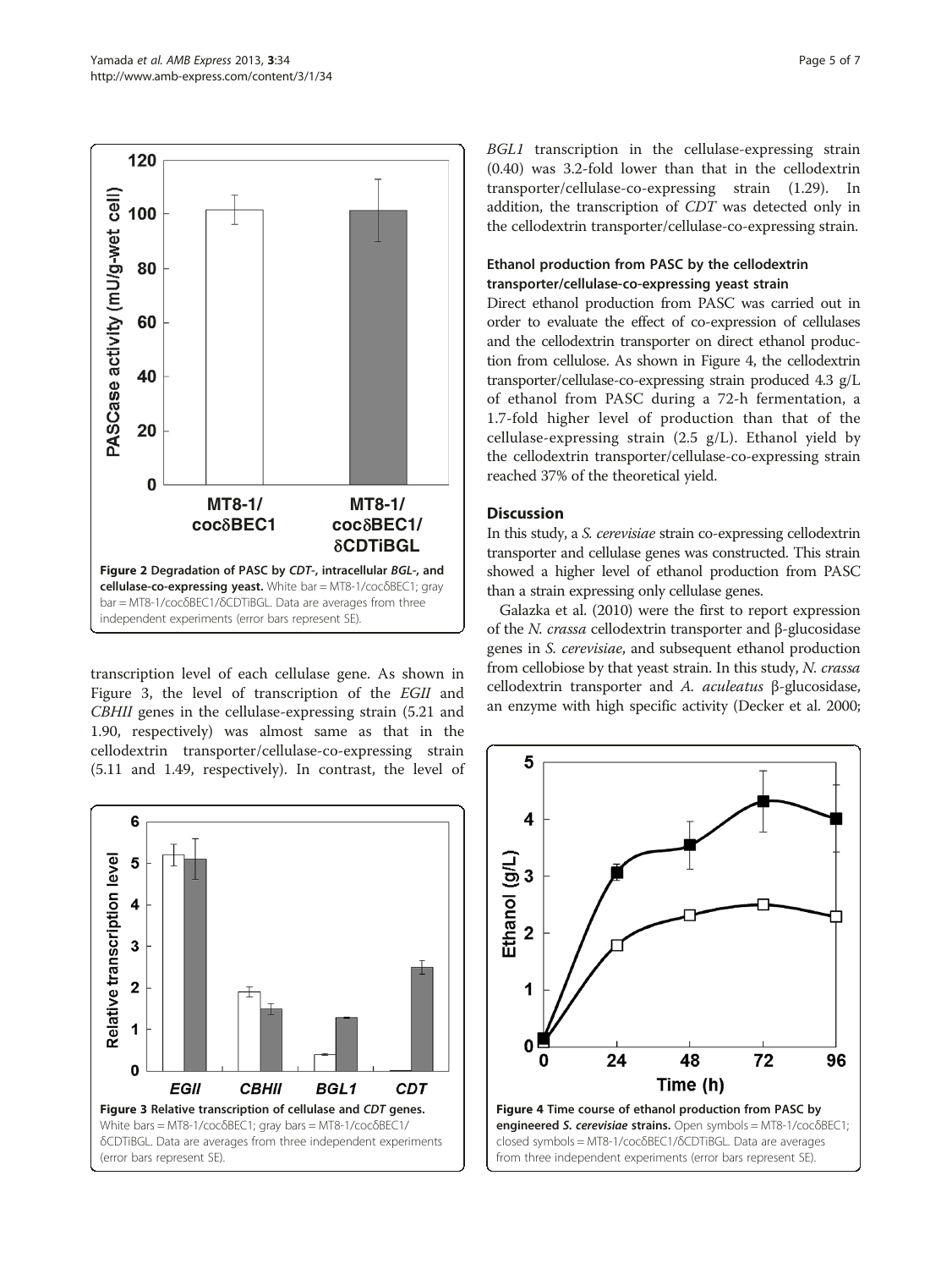Figure 2 Degradation of PASC by *CDT*-, intracellular *BGL*-, and cellulase-co-expressing yeast. White bar = MT8-1/cocδBEC1; gray bar = MT8-1/cocδBEC1/δCDTiBGL. Data are averages from three independent experiments (error bars represent SE).

transcription level of each cellulase gene. As shown in Figure 3, the level of transcription of the *EGII* and *CBHII* genes in the cellulase-expressing strain (5.21 and 1.90, respectively) was almost same as that in the cellodextrin transporter/cellulase-co-expressing strain (5.11 and 1.49, respectively). In contrast, the level of *BGL1* transcription in the cellulase-expressing strain (0.40) was 3.2-fold lower than that in the cellodextrin transporter/cellulase-co-expressing strain (1.29). In addition, the transcription of *CDT* was detected only in the cellodextrin transporter/cellulase-co-expressing strain.

Figure 3 Relative transcription of cellulase and *CDT* genes. White bars = MT8-1/cocδBEC1; gray bars = MT8-1/cocδBEC1/δCDTiBGL. Data are averages from three independent experiments (error bars represent SE).

### Ethanol production from PASC by the cellodextrin transporter/cellulase-co-expressing yeast strain

Direct ethanol production from PASC was carried out in order to evaluate the effect of co-expression of cellulases and the cellodextrin transporter on direct ethanol production from cellulose. As shown in Figure 4, the cellodextrin transporter/cellulase-co-expressing strain produced 4.3 g/L of ethanol from PASC during a 72-h fermentation, a 1.7-fold higher level of production than that of the cellulase-expressing strain (2.5 g/L). Ethanol yield by the cellodextrin transporter/cellulase-co-expressing strain reached 37% of the theoretical yield.

## Discussion

In this study, a *S. cerevisiae* strain co-expressing cellodextrin transporter and cellulase genes was constructed. This strain showed a higher level of ethanol production from PASC than a strain expressing only cellulase genes.

Galazka et al. (2010) were the first to report expression of the *N. crassa* cellodextrin transporter and β-glucosidase genes in *S. cerevisiae*, and subsequent ethanol production from cellobiose by that yeast strain. In this study, *N. crassa* cellodextrin transporter and *A. aculeatus* β-glucosidase, an enzyme with high specific activity (Decker et al. 2000;

Figure 4 Time course of ethanol production from PASC by engineered *S. cerevisiae* strains. Open symbols = MT8-1/cocδBEC1; closed symbols = MT8-1/cocδBEC1/δCDTiBGL. Data are averages from three independent experiments (error bars represent SE).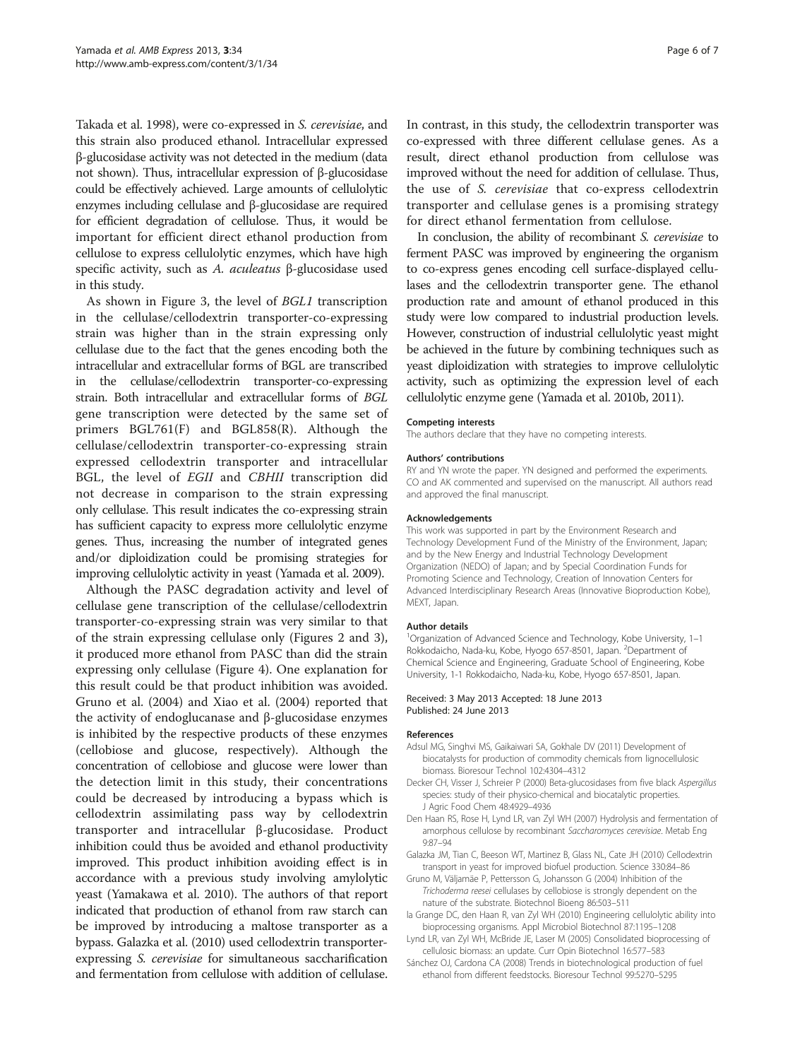Takada et al. 1998), were co-expressed in *S. cerevisiae*, and this strain also produced ethanol. Intracellular expressed β-glucosidase activity was not detected in the medium (data not shown). Thus, intracellular expression of β-glucosidase could be effectively achieved. Large amounts of cellulolytic enzymes including cellulase and β-glucosidase are required for efficient degradation of cellulose. Thus, it would be important for efficient direct ethanol production from cellulose to express cellulolytic enzymes, which have high specific activity, such as *A. aculeatus* β-glucosidase used in this study.

As shown in Figure 3, the level of *BGL1* transcription in the cellulase/cellodextrin transporter-co-expressing strain was higher than in the strain expressing only cellulase due to the fact that the genes encoding both the intracellular and extracellular forms of BGL are transcribed in the cellulase/cellodextrin transporter-co-expressing strain. Both intracellular and extracellular forms of *BGL* gene transcription were detected by the same set of primers BGL761(F) and BGL858(R). Although the cellulase/cellodextrin transporter-co-expressing strain expressed cellodextrin transporter and intracellular BGL, the level of *EGII* and *CBHII* transcription did not decrease in comparison to the strain expressing only cellulase. This result indicates the co-expressing strain has sufficient capacity to express more cellulolytic enzyme genes. Thus, increasing the number of integrated genes and/or diploidization could be promising strategies for improving cellulolytic activity in yeast (Yamada et al. 2009).

Although the PASC degradation activity and level of cellulase gene transcription of the cellulase/cellodextrin transporter-co-expressing strain was very similar to that of the strain expressing cellulase only (Figures 2 and 3), it produced more ethanol from PASC than did the strain expressing only cellulase (Figure 4). One explanation for this result could be that product inhibition was avoided. Gruno et al. (2004) and Xiao et al. (2004) reported that the activity of endoglucanase and β-glucosidase enzymes is inhibited by the respective products of these enzymes (cellobiose and glucose, respectively). Although the concentration of cellobiose and glucose were lower than the detection limit in this study, their concentrations could be decreased by introducing a bypass which is cellodextrin assimilating pass way by cellodextrin transporter and intracellular β-glucosidase. Product inhibition could thus be avoided and ethanol productivity improved. This product inhibition avoiding effect is in accordance with a previous study involving amylolytic yeast (Yamakawa et al. 2010). The authors of that report indicated that production of ethanol from raw starch can be improved by introducing a maltose transporter as a bypass. Galazka et al. (2010) used cellodextrin transporter-expressing *S. cerevisiae* for simultaneous saccharification and fermentation from cellulose with addition of cellulase. In contrast, in this study, the cellodextrin transporter was co-expressed with three different cellulase genes. As a result, direct ethanol production from cellulose was improved without the need for addition of cellulase. Thus, the use of *S. cerevisiae* that co-express cellodextrin transporter and cellulase genes is a promising strategy for direct ethanol fermentation from cellulose.

In conclusion, the ability of recombinant *S. cerevisiae* to ferment PASC was improved by engineering the organism to co-express genes encoding cell surface-displayed cellulases and the cellodextrin transporter gene. The ethanol production rate and amount of ethanol produced in this study were low compared to industrial production levels. However, construction of industrial cellulolytic yeast might be achieved in the future by combining techniques such as yeast diploidization with strategies to improve cellulolytic activity, such as optimizing the expression level of each cellulolytic enzyme gene (Yamada et al. 2010b, 2011).

#### Competing interests
The authors declare that they have no competing interests.

#### Authors' contributions
RY and YN wrote the paper. YN designed and performed the experiments. CO and AK commented and supervised on the manuscript. All authors read and approved the final manuscript.

#### Acknowledgements
This work was supported in part by the Environment Research and Technology Development Fund of the Ministry of the Environment, Japan; and by the New Energy and Industrial Technology Development Organization (NEDO) of Japan; and by Special Coordination Funds for Promoting Science and Technology, Creation of Innovation Centers for Advanced Interdisciplinary Research Areas (Innovative Bioproduction Kobe), MEXT, Japan.

#### Author details
[1]Organization of Advanced Science and Technology, Kobe University, 1–1 Rokkodaicho, Nada-ku, Kobe, Hyogo 657-8501, Japan. [2]Department of Chemical Science and Engineering, Graduate School of Engineering, Kobe University, 1-1 Rokkodaicho, Nada-ku, Kobe, Hyogo 657-8501, Japan.

Received: 3 May 2013 Accepted: 18 June 2013
Published: 24 June 2013

#### References
- Adsul MG, Singhvi MS, Gaikaiwari SA, Gokhale DV (2011) Development of biocatalysts for production of commodity chemicals from lignocellulosic biomass. Bioresour Technol 102:4304–4312
- Decker CH, Visser J, Schreier P (2000) Beta-glucosidases from five black *Aspergillus* species: study of their physico-chemical and biocatalytic properties. J Agric Food Chem 48:4929–4936
- Den Haan RS, Rose H, Lynd LR, van Zyl WH (2007) Hydrolysis and fermentation of amorphous cellulose by recombinant *Saccharomyces cerevisiae*. Metab Eng 9:87–94
- Galazka JM, Tian C, Beeson WT, Martinez B, Glass NL, Cate JH (2010) Cellodextrin transport in yeast for improved biofuel production. Science 330:84–86
- Gruno M, Väljamäe P, Pettersson G, Johansson G (2004) Inhibition of the *Trichoderma reesei* cellulases by cellobiose is strongly dependent on the nature of the substrate. Biotechnol Bioeng 86:503–511
- la Grange DC, den Haan R, van Zyl WH (2010) Engineering cellulolytic ability into bioprocessing organisms. Appl Microbiol Biotechnol 87:1195–1208
- Lynd LR, van Zyl WH, McBride JE, Laser M (2005) Consolidated bioprocessing of cellulosic biomass: an update. Curr Opin Biotechnol 16:577–583
- Sánchez OJ, Cardona CA (2008) Trends in biotechnological production of fuel ethanol from different feedstocks. Bioresour Technol 99:5270–5295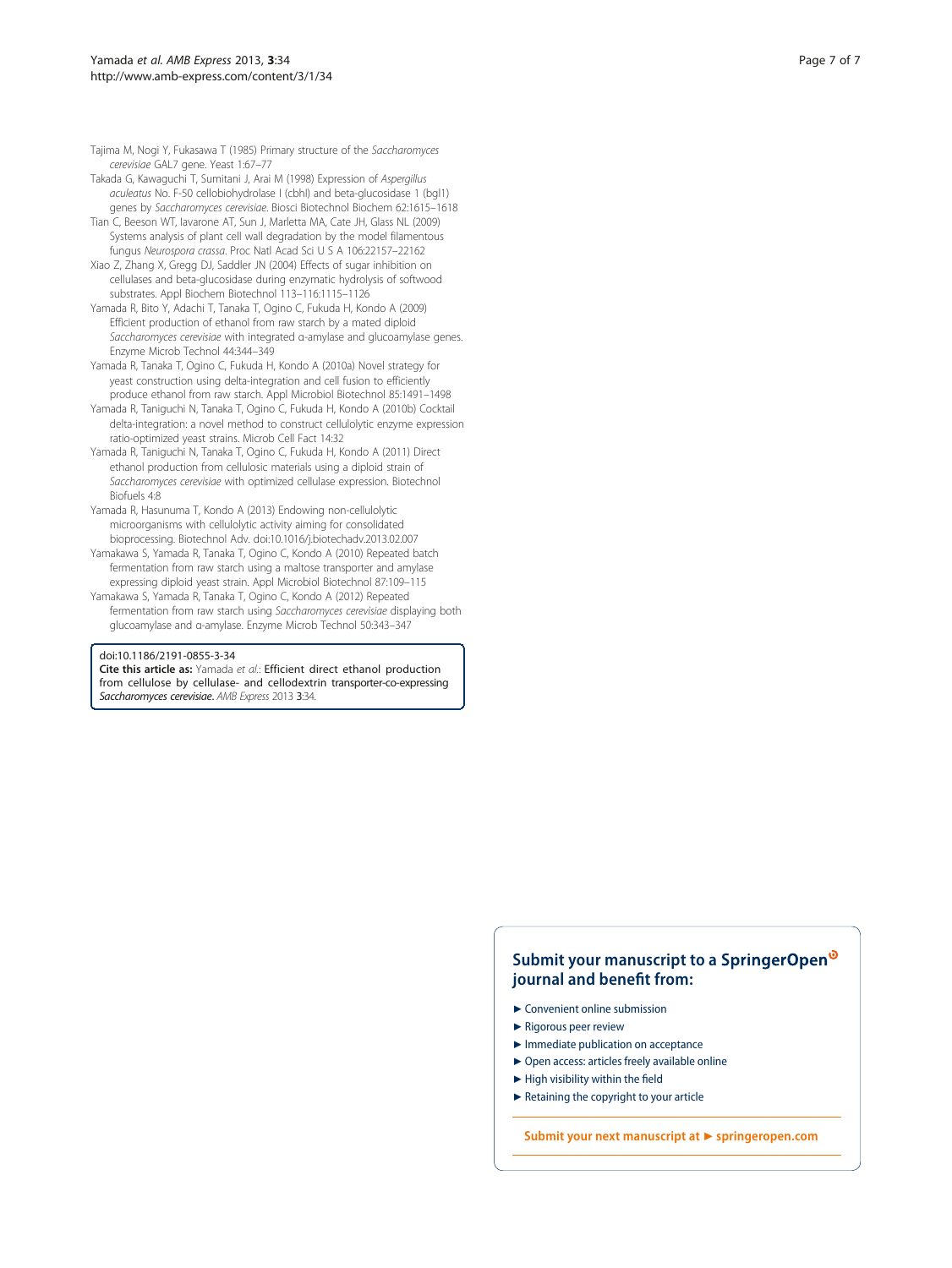Tajima M, Nogi Y, Fukasawa T (1985) Primary structure of the *Saccharomyces cerevisiae* GAL7 gene. Yeast 1:67–77

Takada G, Kawaguchi T, Sumitani J, Arai M (1998) Expression of *Aspergillus aculeatus* No. F-50 cellobiohydrolase I (cbhI) and beta-glucosidase 1 (bgl1) genes by *Saccharomyces cerevisiae*. Biosci Biotechnol Biochem 62:1615–1618

Tian C, Beeson WT, Iavarone AT, Sun J, Marletta MA, Cate JH, Glass NL (2009) Systems analysis of plant cell wall degradation by the model filamentous fungus *Neurospora crassa*. Proc Natl Acad Sci U S A 106:22157–22162

Xiao Z, Zhang X, Gregg DJ, Saddler JN (2004) Effects of sugar inhibition on cellulases and beta-glucosidase during enzymatic hydrolysis of softwood substrates. Appl Biochem Biotechnol 113–116:1115–1126

Yamada R, Bito Y, Adachi T, Tanaka T, Ogino C, Fukuda H, Kondo A (2009) Efficient production of ethanol from raw starch by a mated diploid *Saccharomyces cerevisiae* with integrated α-amylase and glucoamylase genes. Enzyme Microb Technol 44:344–349

Yamada R, Tanaka T, Ogino C, Fukuda H, Kondo A (2010a) Novel strategy for yeast construction using delta-integration and cell fusion to efficiently produce ethanol from raw starch. Appl Microbiol Biotechnol 85:1491–1498

Yamada R, Taniguchi N, Tanaka T, Ogino C, Fukuda H, Kondo A (2010b) Cocktail delta-integration: a novel method to construct cellulolytic enzyme expression ratio-optimized yeast strains. Microb Cell Fact 14:32

Yamada R, Taniguchi N, Tanaka T, Ogino C, Fukuda H, Kondo A (2011) Direct ethanol production from cellulosic materials using a diploid strain of *Saccharomyces cerevisiae* with optimized cellulase expression. Biotechnol Biofuels 4:8

Yamada R, Hasunuma T, Kondo A (2013) Endowing non-cellulolytic microorganisms with cellulolytic activity aiming for consolidated bioprocessing. Biotechnol Adv. doi:10.1016/j.biotechadv.2013.02.007

Yamakawa S, Yamada R, Tanaka T, Ogino C, Kondo A (2010) Repeated batch fermentation from raw starch using a maltose transporter and amylase expressing diploid yeast strain. Appl Microbiol Biotechnol 87:109–115

Yamakawa S, Yamada R, Tanaka T, Ogino C, Kondo A (2012) Repeated fermentation from raw starch using *Saccharomyces cerevisiae* displaying both glucoamylase and α-amylase. Enzyme Microb Technol 50:343–347

doi:10.1186/2191-0855-3-34

**Cite this article as:** Yamada *et al.*: **Efficient direct ethanol production from cellulose by cellulase- and cellodextrin transporter-co-expressing *Saccharomyces cerevisiae*.** *AMB Express* 2013 **3**:34.

**Submit your manuscript to a SpringerOpen journal and benefit from:**

- ► Convenient online submission
- ► Rigorous peer review
- ► Immediate publication on acceptance
- ► Open access: articles freely available online
- ► High visibility within the field
- ► Retaining the copyright to your article

**Submit your next manuscript at ► springeropen.com**